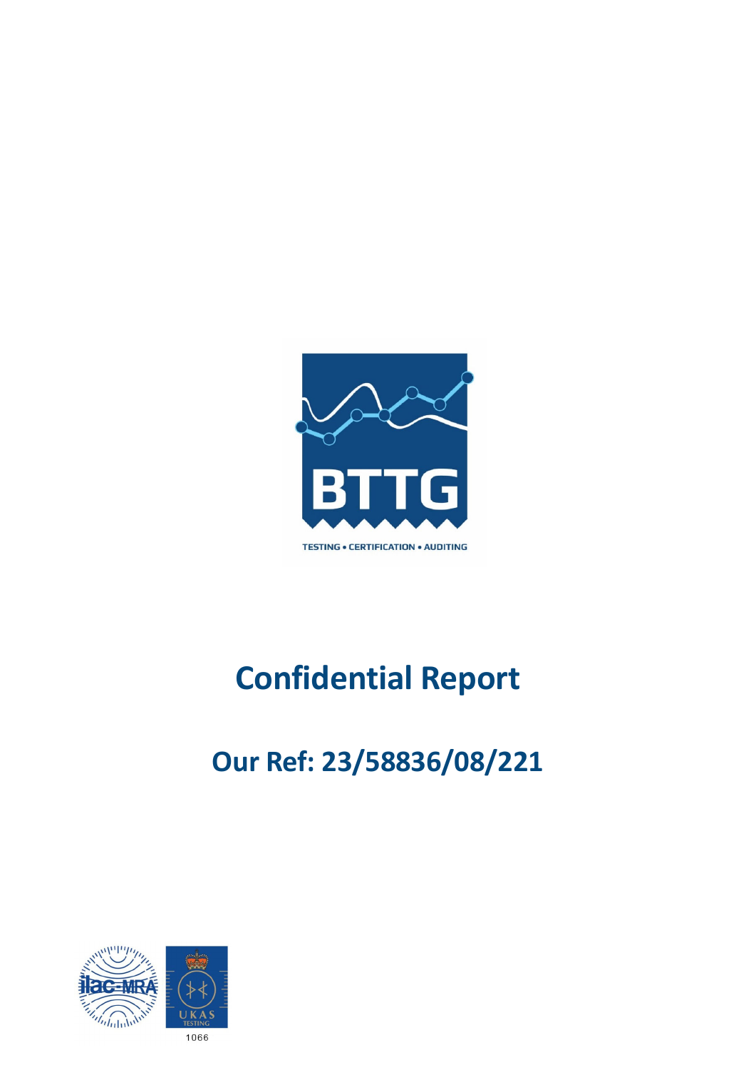BTTG

TESTING • CERTIFICATION • AUDITING

# Confidential Report

## Our Ref: 23/58836/08/221

1066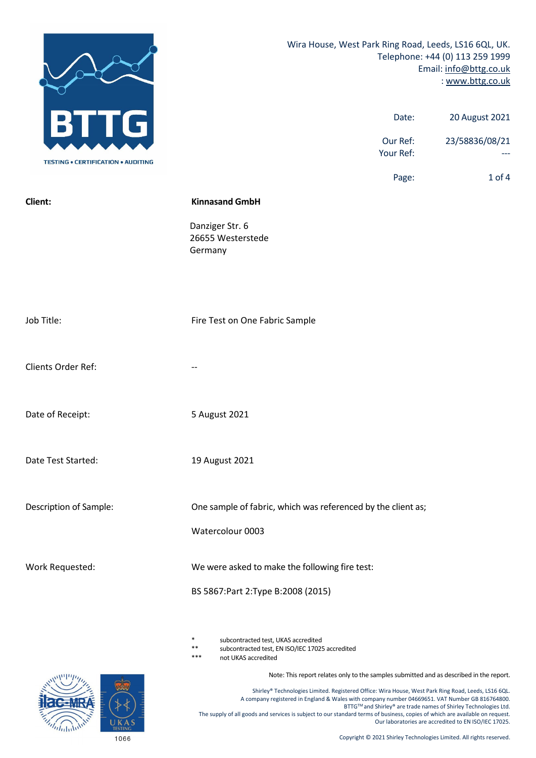Wira House, West Park Ring Road, Leeds, LS16 6QL, UK.
Telephone: +44 (0) 113 259 1999
Email: info@bttg.co.uk
: www.bttg.co.uk

| | |
|---|---|
| Date: | 20 August 2021 |
| Our Ref: | 23/58836/08/21 |
| Your Ref: | --- |

| | |
|---|---|
| **Client:** | **Kinnasand GmbH** |
| | Danziger Str. 6<br>26655 Westerstede<br>Germany |
| Job Title: | Fire Test on One Fabric Sample |
| Clients Order Ref: | -- |
| Date of Receipt: | 5 August 2021 |
| Date Test Started: | 19 August 2021 |
| Description of Sample: | One sample of fabric, which was referenced by the client as;<br><br>Watercolour 0003 |
| Work Requested: | We were asked to make the following fire test:<br><br>BS 5867:Part 2:Type B:2008 (2015) |

* subcontracted test, UKAS accredited
** subcontracted test, EN ISO/IEC 17025 accredited
*** not UKAS accredited

Note: This report relates only to the samples submitted and as described in the report.

Shirley® Technologies Limited. Registered Office: Wira House, West Park Ring Road, Leeds, LS16 6QL.
A company registered in England & Wales with company number 04669651. VAT Number GB 816764800.
BTTG™ and Shirley® are trade names of Shirley Technologies Ltd.
The supply of all goods and services is subject to our standard terms of business, copies of which are available on request.
Our laboratories are accredited to EN ISO/IEC 17025.

1066

Copyright © 2021 Shirley Technologies Limited. All rights reserved.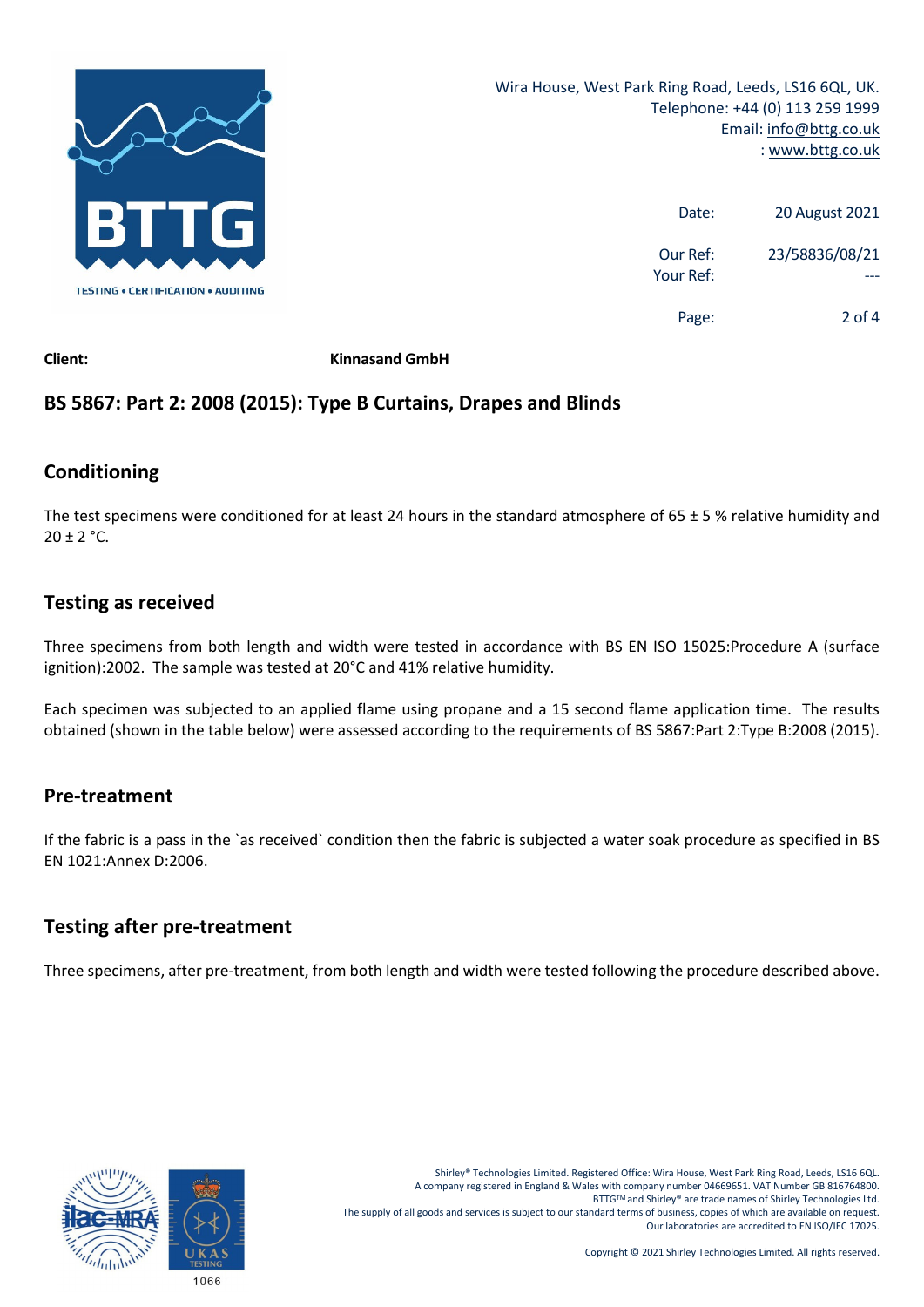Wira House, West Park Ring Road, Leeds, LS16 6QL, UK.
Telephone: +44 (0) 113 259 1999
Email: info@bttg.co.uk
: www.bttg.co.uk

Date: 20 August 2021

Our Ref: 23/58836/08/21
Your Ref: ---

**Client:** **Kinnasand GmbH**

## BS 5867: Part 2: 2008 (2015): Type B Curtains, Drapes and Blinds

## Conditioning

The test specimens were conditioned for at least 24 hours in the standard atmosphere of 65 ± 5 % relative humidity and 20 ± 2 °C.

## Testing as received

Three specimens from both length and width were tested in accordance with BS EN ISO 15025:Procedure A (surface ignition):2002. The sample was tested at 20°C and 41% relative humidity.

Each specimen was subjected to an applied flame using propane and a 15 second flame application time. The results obtained (shown in the table below) were assessed according to the requirements of BS 5867:Part 2:Type B:2008 (2015).

## Pre-treatment

If the fabric is a pass in the `as received` condition then the fabric is subjected a water soak procedure as specified in BS EN 1021:Annex D:2006.

## Testing after pre-treatment

Three specimens, after pre-treatment, from both length and width were tested following the procedure described above.

Shirley® Technologies Limited. Registered Office: Wira House, West Park Ring Road, Leeds, LS16 6QL.
A company registered in England & Wales with company number 04669651. VAT Number GB 816764800.
BTTG™ and Shirley® are trade names of Shirley Technologies Ltd.
The supply of all goods and services is subject to our standard terms of business, copies of which are available on request.
Our laboratories are accredited to EN ISO/IEC 17025.

Copyright © 2021 Shirley Technologies Limited. All rights reserved.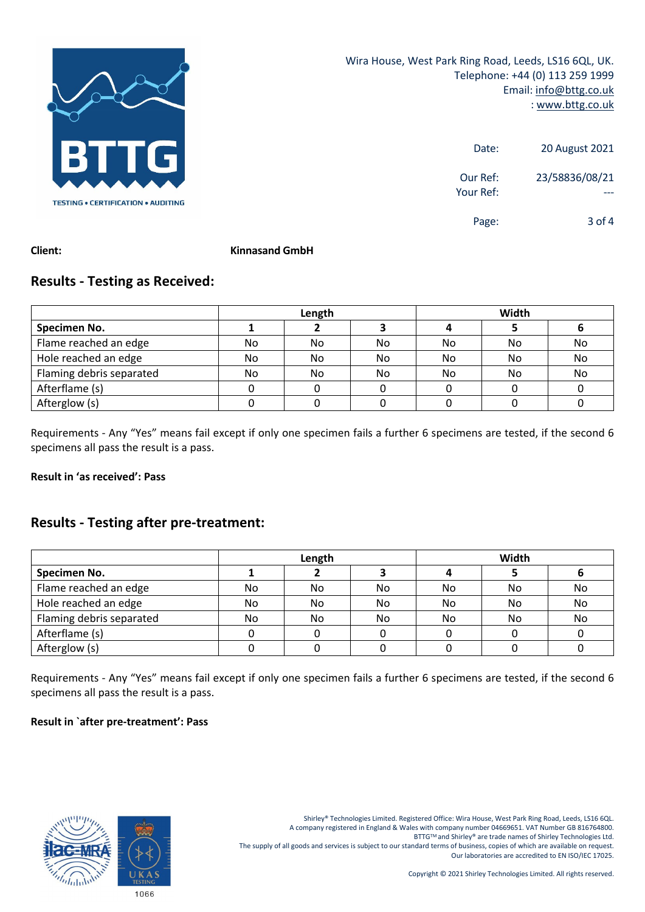Wira House, West Park Ring Road, Leeds, LS16 6QL, UK.
Telephone: +44 (0) 113 259 1999
Email: info@bttg.co.uk
: www.bttg.co.uk

Date: 20 August 2021

Our Ref: 23/58836/08/21
Your Ref: ---

**Client:** **Kinnasand GmbH**

## Results - Testing as Received:

| | Length | | | Width | | |
|---|---|---|---|---|---|---|
| **Specimen No.** | **1** | **2** | **3** | **4** | **5** | **6** |
| Flame reached an edge | No | No | No | No | No | No |
| Hole reached an edge | No | No | No | No | No | No |
| Flaming debris separated | No | No | No | No | No | No |
| Afterflame (s) | 0 | 0 | 0 | 0 | 0 | 0 |
| Afterglow (s) | 0 | 0 | 0 | 0 | 0 | 0 |

Requirements - Any "Yes" means fail except if only one specimen fails a further 6 specimens are tested, if the second 6 specimens all pass the result is a pass.

**Result in 'as received': Pass**

## Results - Testing after pre-treatment:

| | Length | | | Width | | |
|---|---|---|---|---|---|---|
| **Specimen No.** | **1** | **2** | **3** | **4** | **5** | **6** |
| Flame reached an edge | No | No | No | No | No | No |
| Hole reached an edge | No | No | No | No | No | No |
| Flaming debris separated | No | No | No | No | No | No |
| Afterflame (s) | 0 | 0 | 0 | 0 | 0 | 0 |
| Afterglow (s) | 0 | 0 | 0 | 0 | 0 | 0 |

Requirements - Any "Yes" means fail except if only one specimen fails a further 6 specimens are tested, if the second 6 specimens all pass the result is a pass.

**Result in `after pre-treatment': Pass**

Shirley® Technologies Limited. Registered Office: Wira House, West Park Ring Road, Leeds, LS16 6QL.
A company registered in England & Wales with company number 04669651. VAT Number GB 816764800.
BTTG™ and Shirley® are trade names of Shirley Technologies Ltd.
The supply of all goods and services is subject to our standard terms of business, copies of which are available on request.
Our laboratories are accredited to EN ISO/IEC 17025.

Copyright © 2021 Shirley Technologies Limited. All rights reserved.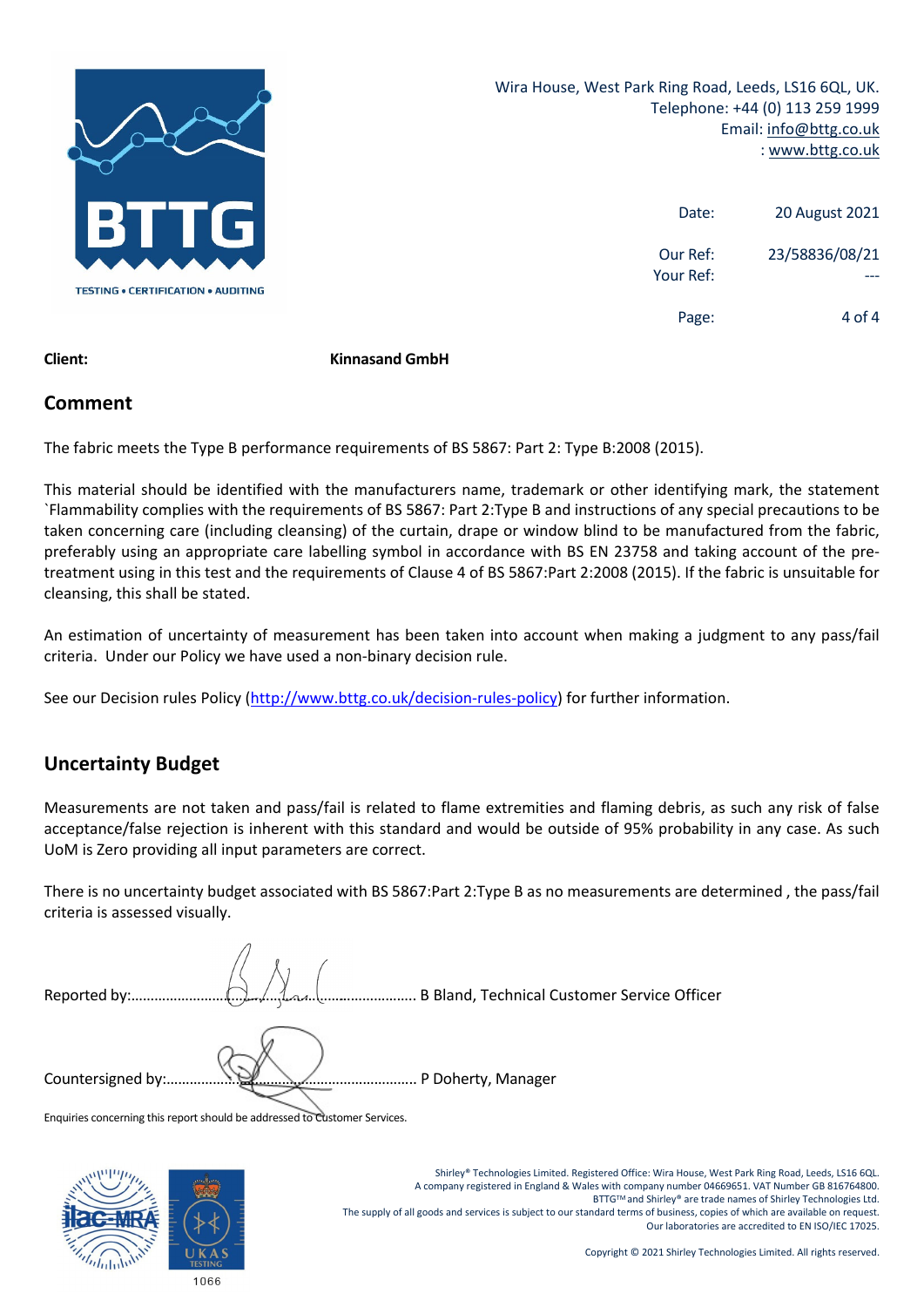Wira House, West Park Ring Road, Leeds, LS16 6QL, UK.
Telephone: +44 (0) 113 259 1999
Email: info@bttg.co.uk
: www.bttg.co.uk

| | |
|---|---|
| Date: | 20 August 2021 |
| Our Ref: | 23/58836/08/21 |
| Your Ref: | --- |

**Client:** **Kinnasand GmbH**

## Comment

The fabric meets the Type B performance requirements of BS 5867: Part 2: Type B:2008 (2015).

This material should be identified with the manufacturers name, trademark or other identifying mark, the statement `Flammability complies with the requirements of BS 5867: Part 2:Type B and instructions of any special precautions to be taken concerning care (including cleansing) of the curtain, drape or window blind to be manufactured from the fabric, preferably using an appropriate care labelling symbol in accordance with BS EN 23758 and taking account of the pre-treatment using in this test and the requirements of Clause 4 of BS 5867:Part 2:2008 (2015). If the fabric is unsuitable for cleansing, this shall be stated.

An estimation of uncertainty of measurement has been taken into account when making a judgment to any pass/fail criteria. Under our Policy we have used a non-binary decision rule.

See our Decision rules Policy (http://www.bttg.co.uk/decision-rules-policy) for further information.

## Uncertainty Budget

Measurements are not taken and pass/fail is related to flame extremities and flaming debris, as such any risk of false acceptance/false rejection is inherent with this standard and would be outside of 95% probability in any case. As such UoM is Zero providing all input parameters are correct.

There is no uncertainty budget associated with BS 5867:Part 2:Type B as no measurements are determined , the pass/fail criteria is assessed visually.

Reported by:........................................................................ B Bland, Technical Customer Service Officer

Countersigned by:................................................................. P Doherty, Manager

Enquiries concerning this report should be addressed to Customer Services.

1066

Shirley® Technologies Limited. Registered Office: Wira House, West Park Ring Road, Leeds, LS16 6QL.
A company registered in England & Wales with company number 04669651. VAT Number GB 816764800.
BTTG™ and Shirley® are trade names of Shirley Technologies Ltd.
The supply of all goods and services is subject to our standard terms of business, copies of which are available on request.
Our laboratories are accredited to EN ISO/IEC 17025.

Copyright © 2021 Shirley Technologies Limited. All rights reserved.